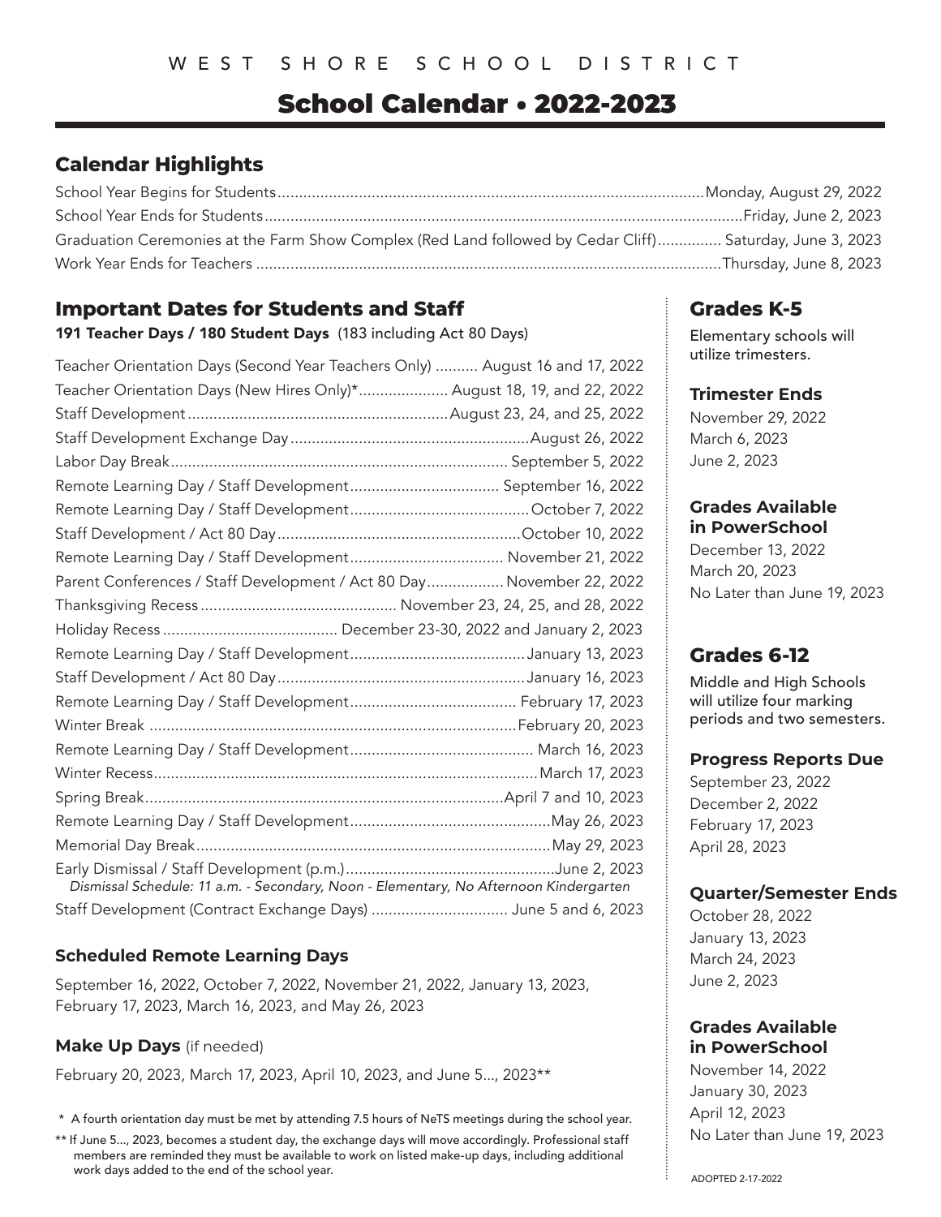WEST SHORE SCHOOL DISTRICT

# School Calendar • 2022-2023

## Calendar Highlights

| Event | Date |
|---|---|
| School Year Begins for Students | Monday, August 29, 2022 |
| School Year Ends for Students | Friday, June 2, 2023 |
| Graduation Ceremonies at the Farm Show Complex (Red Land followed by Cedar Cliff) | Saturday, June 3, 2023 |
| Work Year Ends for Teachers | Thursday, June 8, 2023 |

## Important Dates for Students and Staff

**191 Teacher Days / 180 Student Days** (183 including Act 80 Days)

| Event | Date |
|---|---|
| Teacher Orientation Days (Second Year Teachers Only) | August 16 and 17, 2022 |
| Teacher Orientation Days (New Hires Only)* | August 18, 19, and 22, 2022 |
| Staff Development | August 23, 24, and 25, 2022 |
| Staff Development Exchange Day | August 26, 2022 |
| Labor Day Break | September 5, 2022 |
| Remote Learning Day / Staff Development | September 16, 2022 |
| Remote Learning Day / Staff Development | October 7, 2022 |
| Staff Development / Act 80 Day | October 10, 2022 |
| Remote Learning Day / Staff Development | November 21, 2022 |
| Parent Conferences / Staff Development / Act 80 Day | November 22, 2022 |
| Thanksgiving Recess | November 23, 24, 25, and 28, 2022 |
| Holiday Recess | December 23-30, 2022 and January 2, 2023 |
| Remote Learning Day / Staff Development | January 13, 2023 |
| Staff Development / Act 80 Day | January 16, 2023 |
| Remote Learning Day / Staff Development | February 17, 2023 |
| Winter Break | February 20, 2023 |
| Remote Learning Day / Staff Development | March 16, 2023 |
| Winter Recess | March 17, 2023 |
| Spring Break | April 7 and 10, 2023 |
| Remote Learning Day / Staff Development | May 26, 2023 |
| Memorial Day Break | May 29, 2023 |
| Early Dismissal / Staff Development (p.m.) | June 2, 2023 |
| Staff Development (Contract Exchange Days) | June 5 and 6, 2023 |

*Dismissal Schedule: 11 a.m. - Secondary, Noon - Elementary, No Afternoon Kindergarten*

### Scheduled Remote Learning Days

September 16, 2022, October 7, 2022, November 21, 2022, January 13, 2023, February 17, 2023, March 16, 2023, and May 26, 2023

### Make Up Days (if needed)

February 20, 2023, March 17, 2023, April 10, 2023, and June 5..., 2023**

\* A fourth orientation day must be met by attending 7.5 hours of NeTS meetings during the school year.

** If June 5..., 2023, becomes a student day, the exchange days will move accordingly. Professional staff members are reminded they must be available to work on listed make-up days, including additional work days added to the end of the school year.

## Grades K-5

Elementary schools will utilize trimesters.

### Trimester Ends

November 29, 2022
March 6, 2023
June 2, 2023

### Grades Available in PowerSchool

December 13, 2022
March 20, 2023
No Later than June 19, 2023

## Grades 6-12

Middle and High Schools will utilize four marking periods and two semesters.

### Progress Reports Due

September 23, 2022
December 2, 2022
February 17, 2023
April 28, 2023

### Quarter/Semester Ends

October 28, 2022
January 13, 2023
March 24, 2023
June 2, 2023

### Grades Available in PowerSchool

November 14, 2022
January 30, 2023
April 12, 2023
No Later than June 19, 2023

ADOPTED 2-17-2022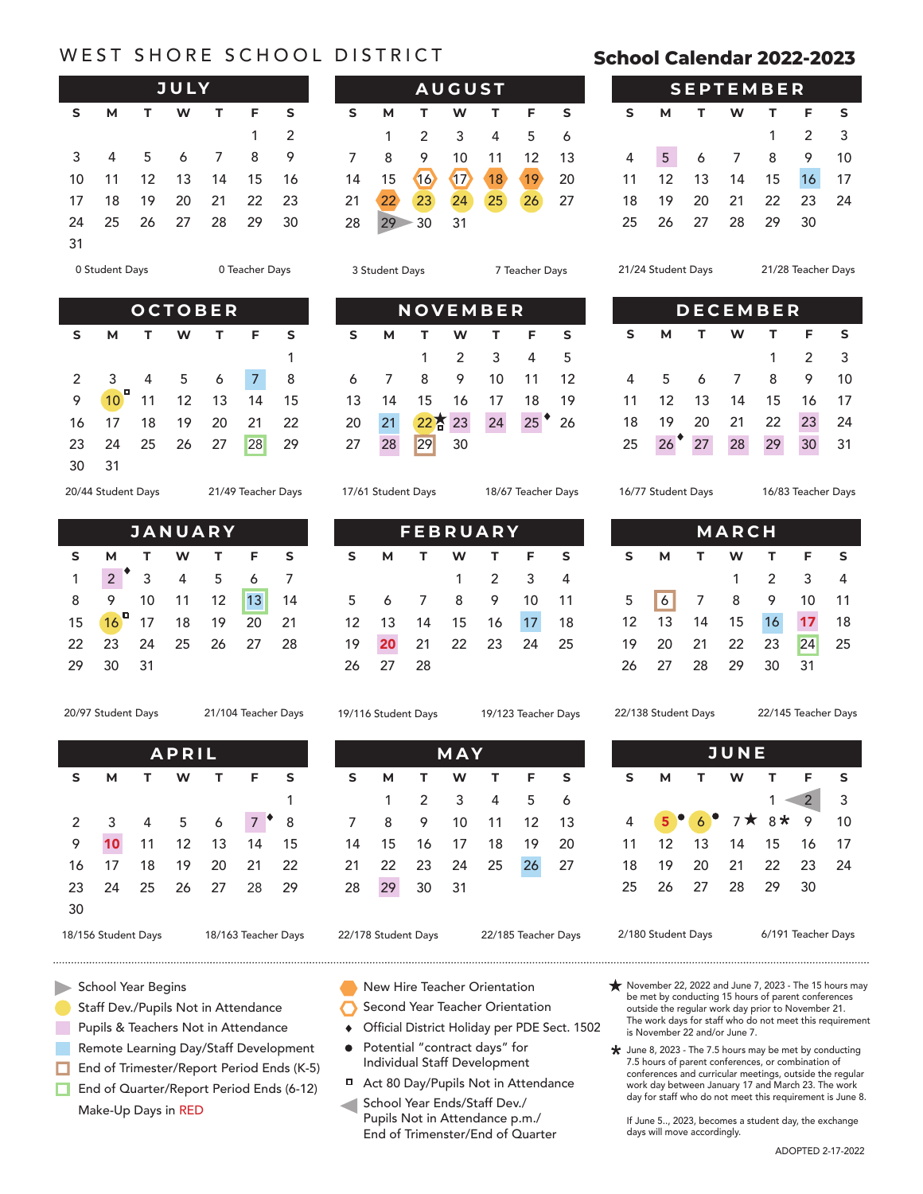# WEST SHORE SCHOOL DISTRICT

## School Calendar 2022-2023

### JULY

| S | M | T | W | T | F | S |
|---|---|---|---|---|---|---|
| | | | | | 1 | 2 |
| 3 | 4 | 5 | 6 | 7 | 8 | 9 |
| 10 | 11 | 12 | 13 | 14 | 15 | 16 |
| 17 | 18 | 19 | 20 | 21 | 22 | 23 |
| 24 | 25 | 26 | 27 | 28 | 29 | 30 |
| 31 | | | | | | |

0 Student Days — 0 Teacher Days

### AUGUST

| S | M | T | W | T | F | S |
|---|---|---|---|---|---|---|
| | 1 | 2 | 3 | 4 | 5 | 6 |
| 7 | 8 | 9 | 10 | 11 | 12 | 13 |
| 14 | 15 | 16 | 17 | 18 | 19 | 20 |
| 21 | 22 | 23 | 24 | 25 | 26 | 27 |
| 28 | 29 | 30 | 31 | | | |

3 Student Days — 7 Teacher Days

### SEPTEMBER

| S | M | T | W | T | F | S |
|---|---|---|---|---|---|---|
| | | | | 1 | 2 | 3 |
| 4 | 5 | 6 | 7 | 8 | 9 | 10 |
| 11 | 12 | 13 | 14 | 15 | 16 | 17 |
| 18 | 19 | 20 | 21 | 22 | 23 | 24 |
| 25 | 26 | 27 | 28 | 29 | 30 | |

21/24 Student Days — 21/28 Teacher Days

### OCTOBER

| S | M | T | W | T | F | S |
|---|---|---|---|---|---|---|
| | | | | | | 1 |
| 2 | 3 | 4 | 5 | 6 | 7 | 8 |
| 9 | 10 | 11 | 12 | 13 | 14 | 15 |
| 16 | 17 | 18 | 19 | 20 | 21 | 22 |
| 23 | 24 | 25 | 26 | 27 | 28 | 29 |
| 30 | 31 | | | | | |

20/44 Student Days — 21/49 Teacher Days

### NOVEMBER

| S | M | T | W | T | F | S |
|---|---|---|---|---|---|---|
| | | 1 | 2 | 3 | 4 | 5 |
| 6 | 7 | 8 | 9 | 10 | 11 | 12 |
| 13 | 14 | 15 | 16 | 17 | 18 | 19 |
| 20 | 21 | 22★ | 23 | 24 | 25 | 26 |
| 27 | 28 | 29 | 30 | | | |

17/61 Student Days — 18/67 Teacher Days

### DECEMBER

| S | M | T | W | T | F | S |
|---|---|---|---|---|---|---|
| | | | | 1 | 2 | 3 |
| 4 | 5 | 6 | 7 | 8 | 9 | 10 |
| 11 | 12 | 13 | 14 | 15 | 16 | 17 |
| 18 | 19 | 20 | 21 | 22 | 23 | 24 |
| 25 | 26 | 27 | 28 | 29 | 30 | 31 |

16/77 Student Days — 16/83 Teacher Days

### JANUARY

| S | M | T | W | T | F | S |
|---|---|---|---|---|---|---|
| 1 | 2 | 3 | 4 | 5 | 6 | 7 |
| 8 | 9 | 10 | 11 | 12 | 13 | 14 |
| 15 | 16 | 17 | 18 | 19 | 20 | 21 |
| 22 | 23 | 24 | 25 | 26 | 27 | 28 |
| 29 | 30 | 31 | | | | |

20/97 Student Days — 21/104 Teacher Days

### FEBRUARY

| S | M | T | W | T | F | S |
|---|---|---|---|---|---|---|
| | | | 1 | 2 | 3 | 4 |
| 5 | 6 | 7 | 8 | 9 | 10 | 11 |
| 12 | 13 | 14 | 15 | 16 | 17 | 18 |
| 19 | 20 | 21 | 22 | 23 | 24 | 25 |
| 26 | 27 | 28 | | | | |

19/116 Student Days — 19/123 Teacher Days

### MARCH

| S | M | T | W | T | F | S |
|---|---|---|---|---|---|---|
| | | | 1 | 2 | 3 | 4 |
| 5 | 6 | 7 | 8 | 9 | 10 | 11 |
| 12 | 13 | 14 | 15 | 16 | 17 | 18 |
| 19 | 20 | 21 | 22 | 23 | 24 | 25 |
| 26 | 27 | 28 | 29 | 30 | 31 | |

22/138 Student Days — 22/145 Teacher Days

### APRIL

| S | M | T | W | T | F | S |
|---|---|---|---|---|---|---|
| | | | | | | 1 |
| 2 | 3 | 4 | 5 | 6 | 7 | 8 |
| 9 | 10 | 11 | 12 | 13 | 14 | 15 |
| 16 | 17 | 18 | 19 | 20 | 21 | 22 |
| 23 | 24 | 25 | 26 | 27 | 28 | 29 |
| 30 | | | | | | |

18/156 Student Days — 18/163 Teacher Days

### MAY

| S | M | T | W | T | F | S |
|---|---|---|---|---|---|---|
| | 1 | 2 | 3 | 4 | 5 | 6 |
| 7 | 8 | 9 | 10 | 11 | 12 | 13 |
| 14 | 15 | 16 | 17 | 18 | 19 | 20 |
| 21 | 22 | 23 | 24 | 25 | 26 | 27 |
| 28 | 29 | 30 | 31 | | | |

22/178 Student Days — 22/185 Teacher Days

### JUNE

| S | M | T | W | T | F | S |
|---|---|---|---|---|---|---|
| | | | | 1 | 2 | 3 |
| 4 | 5 | 6 | 7★ | 8* | 9 | 10 |
| 11 | 12 | 13 | 14 | 15 | 16 | 17 |
| 18 | 19 | 20 | 21 | 22 | 23 | 24 |
| 25 | 26 | 27 | 28 | 29 | 30 | |

2/180 Student Days — 6/191 Teacher Days

---

- School Year Begins
- Staff Dev./Pupils Not in Attendance
- Pupils & Teachers Not in Attendance
- Remote Learning Day/Staff Development
- End of Trimester/Report Period Ends (K-5)
- End of Quarter/Report Period Ends (6-12)
- Make-Up Days in RED

- New Hire Teacher Orientation
- Second Year Teacher Orientation
- ♦ Official District Holiday per PDE Sect. 1502
- ● Potential "contract days" for Individual Staff Development
- Act 80 Day/Pupils Not in Attendance
- School Year Ends/Staff Dev./ Pupils Not in Attendance p.m./ End of Trimester/End of Quarter

★ November 22, 2022 and June 7, 2023 - The 15 hours may be met by conducting 15 hours of parent conferences outside the regular work day prior to November 21. The work days for staff who do not meet this requirement is November 22 and/or June 7.

* June 8, 2023 - The 7.5 hours may be met by conducting 7.5 hours of parent conferences, or combination of conferences and curricular meetings, outside the regular work day between January 17 and March 23. The work day for staff who do not meet this requirement is June 8.

If June 5.., 2023, becomes a student day, the exchange days will move accordingly.

ADOPTED 2-17-2022